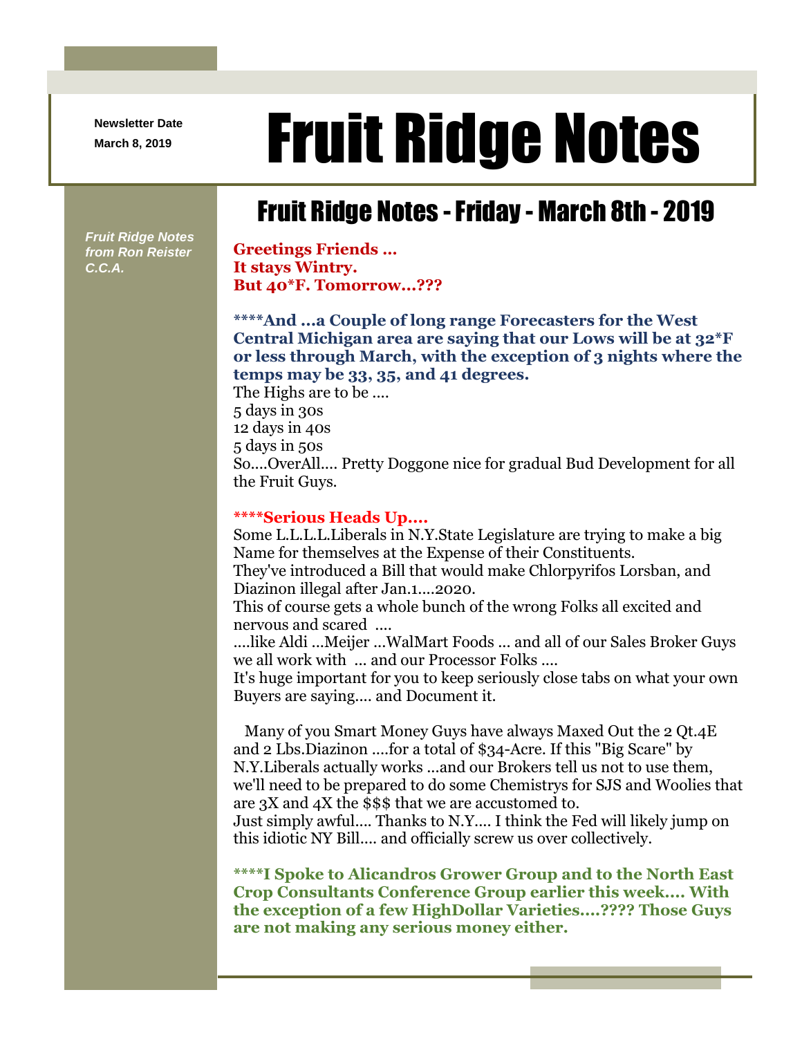Newsletter Date
March 8, 2019

# Fruit Ridge Notes

## Fruit Ridge Notes - Friday - March 8th - 2019

*Fruit Ridge Notes from Ron Reister C.C.A.*

**Greetings Friends ...**
**It stays Wintry.**
**But 40*F. Tomorrow...???**

**\*\*\*\*And ...a Couple of long range Forecasters for the West Central Michigan area are saying that our Lows will be at 32*F or less through March, with the exception of 3 nights where the temps may be 33, 35, and 41 degrees.**

The Highs are to be ....
5 days in 30s
12 days in 40s
5 days in 50s
So....OverAll.... Pretty Doggone nice for gradual Bud Development for all the Fruit Guys.

**\*\*\*\*Serious Heads Up....**

Some L.L.L.L.Liberals in N.Y.State Legislature are trying to make a big Name for themselves at the Expense of their Constituents.
They've introduced a Bill that would make Chlorpyrifos Lorsban, and Diazinon illegal after Jan.1....2020.
This of course gets a whole bunch of the wrong Folks all excited and nervous and scared ....
....like Aldi ...Meijer ...WalMart Foods ... and all of our Sales Broker Guys we all work with ... and our Processor Folks ....
It's huge important for you to keep seriously close tabs on what your own Buyers are saying.... and Document it.

Many of you Smart Money Guys have always Maxed Out the 2 Qt.4E and 2 Lbs.Diazinon ....for a total of $34-Acre. If this "Big Scare" by N.Y.Liberals actually works ...and our Brokers tell us not to use them, we'll need to be prepared to do some Chemistrys for SJS and Woolies that are 3X and 4X the $$$ that we are accustomed to.
Just simply awful.... Thanks to N.Y.... I think the Fed will likely jump on this idiotic NY Bill.... and officially screw us over collectively.

**\*\*\*\*I Spoke to Alicandros Grower Group and to the North East Crop Consultants Conference Group earlier this week.... With the exception of a few HighDollar Varieties....???? Those Guys are not making any serious money either.**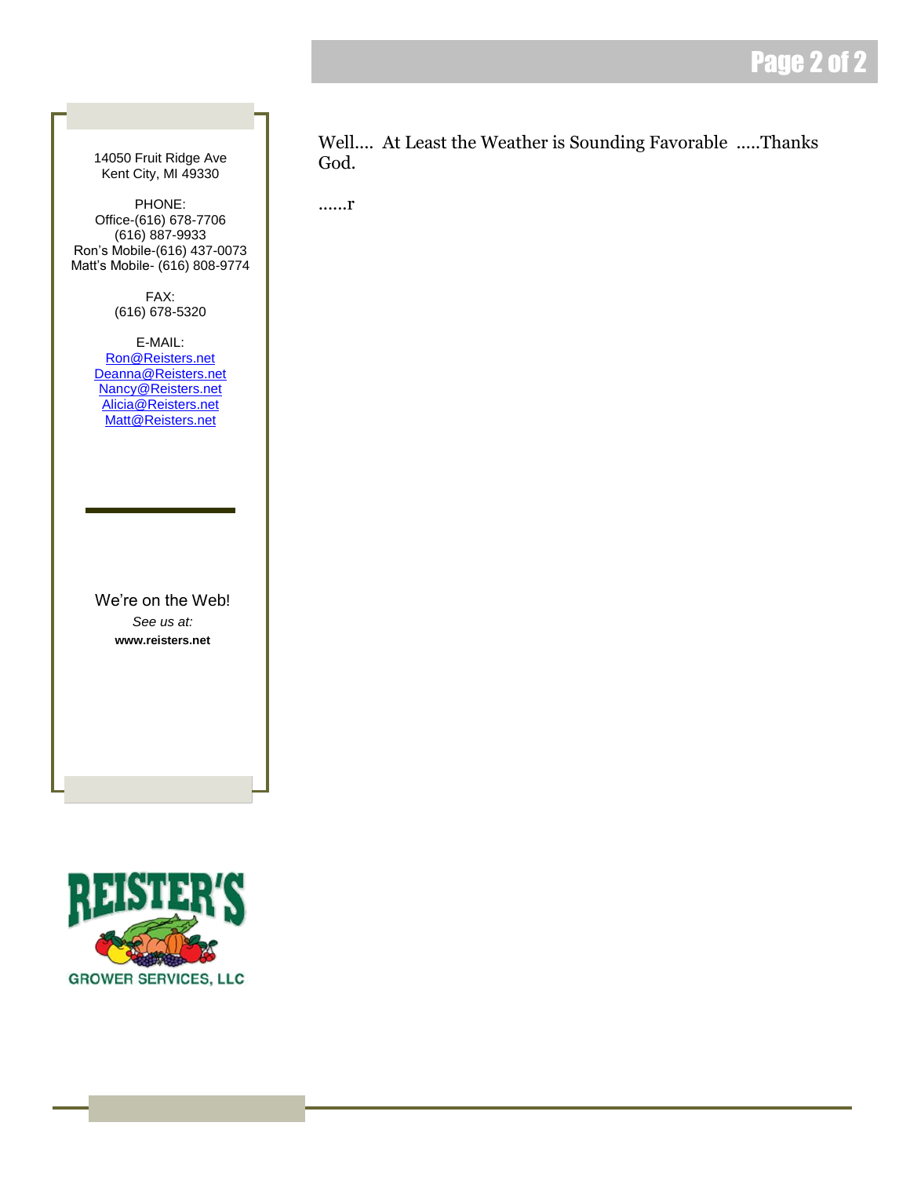Well.... At Least the Weather is Sounding Favorable .....Thanks God.

......r

14050 Fruit Ridge Ave
Kent City, MI 49330

PHONE:
Office-(616) 678-7706
(616) 887-9933
Ron's Mobile-(616) 437-0073
Matt's Mobile- (616) 808-9774

FAX:
(616) 678-5320

E-MAIL:
Ron@Reisters.net
Deanna@Reisters.net
Nancy@Reisters.net
Alicia@Reisters.net
Matt@Reisters.net

We're on the Web!

*See us at:*

**www.reisters.net**

REISTER'S
GROWER SERVICES, LLC